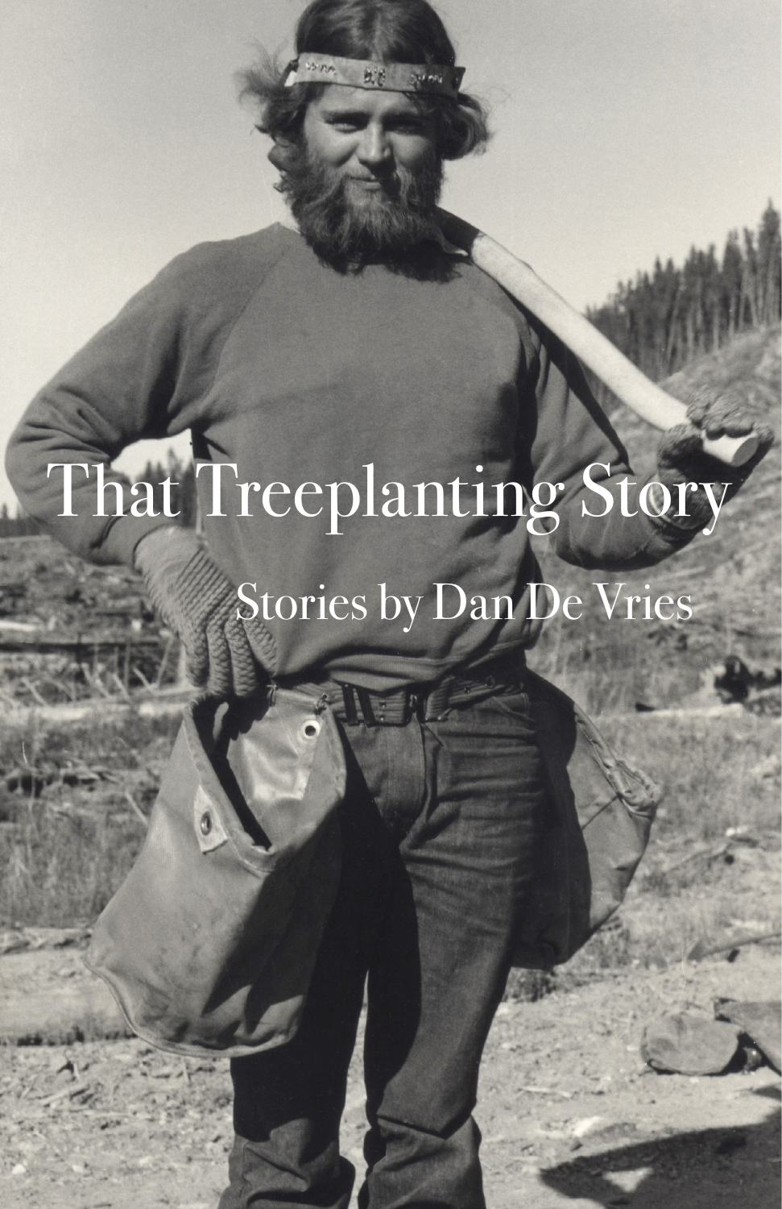# That Treeplanting Story

Stories by Dan De Vries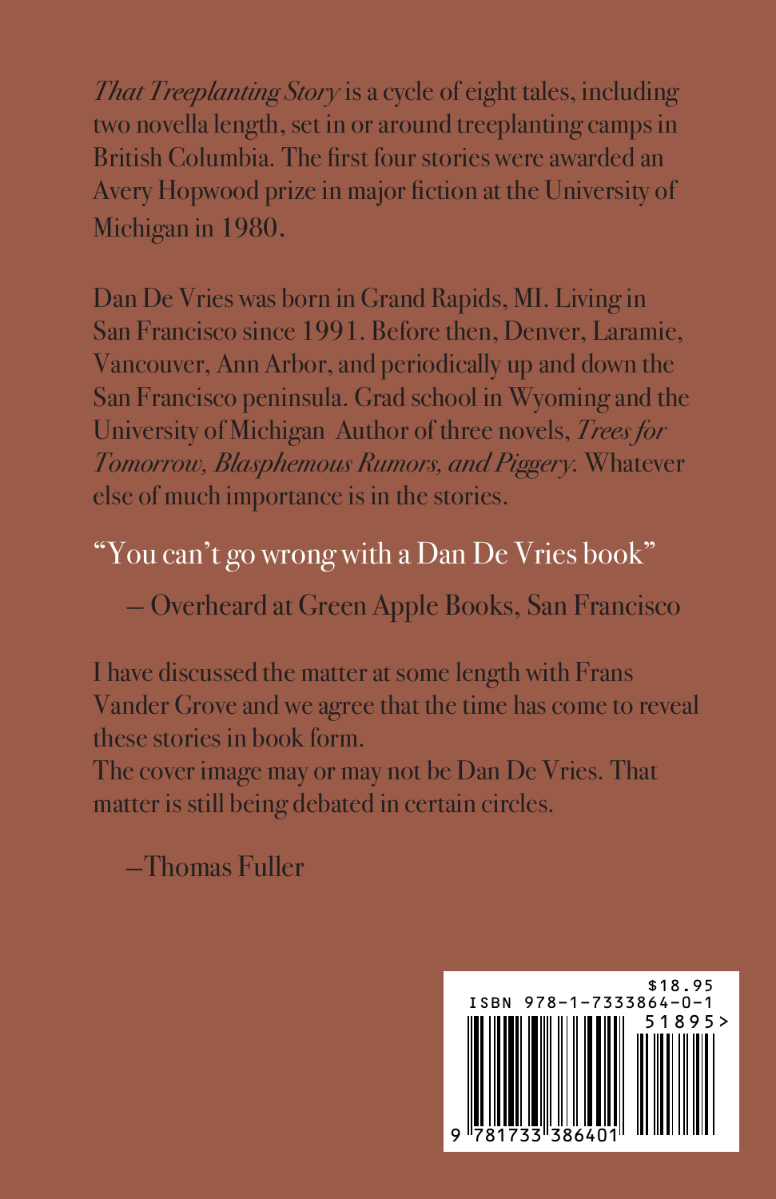*That Treeplanting Story* is a cycle of eight tales, including two novella length, set in or around treeplanting camps in British Columbia. The first four stories were awarded an Avery Hopwood prize in major fiction at the University of Michigan in 1980.

Dan De Vries was born in Grand Rapids, MI. Living in San Francisco since 1991. Before then, Denver, Laramie, Vancouver, Ann Arbor, and periodically up and down the San Francisco peninsula. Grad school in Wyoming and the University of Michigan Author of three novels, *Trees for Tomorrow, Blasphemous Rumors, and Piggery*. Whatever else of much importance is in the stories.

"You can't go wrong with a Dan De Vries book"

— Overheard at Green Apple Books, San Francisco

I have discussed the matter at some length with Frans Vander Grove and we agree that the time has come to reveal these stories in book form.
The cover image may or may not be Dan De Vries. That matter is still being debated in certain circles.

—Thomas Fuller

$18.95
ISBN 978-1-7333864-0-1
51895>
9 781733 386401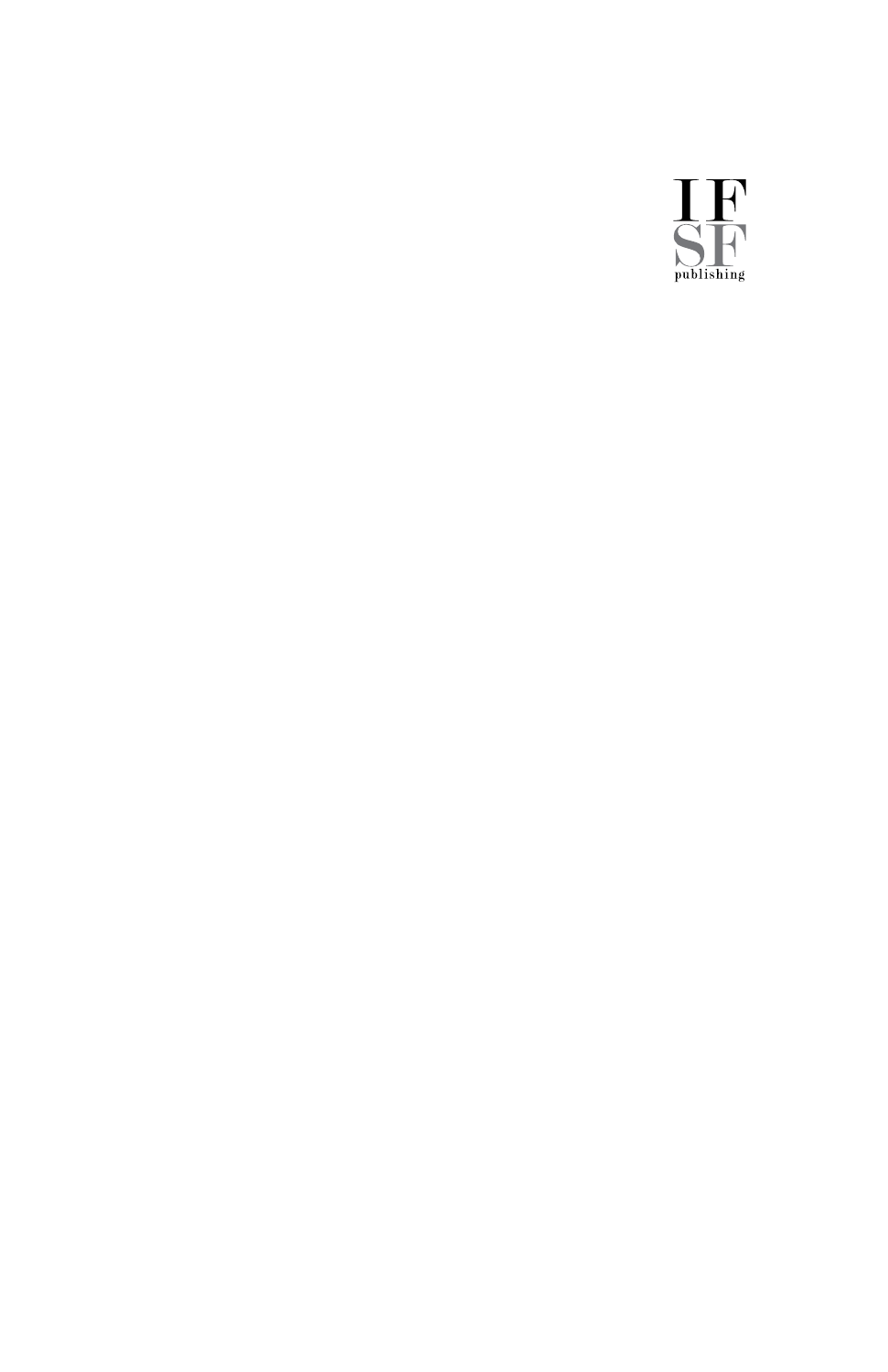IF
SF
publishing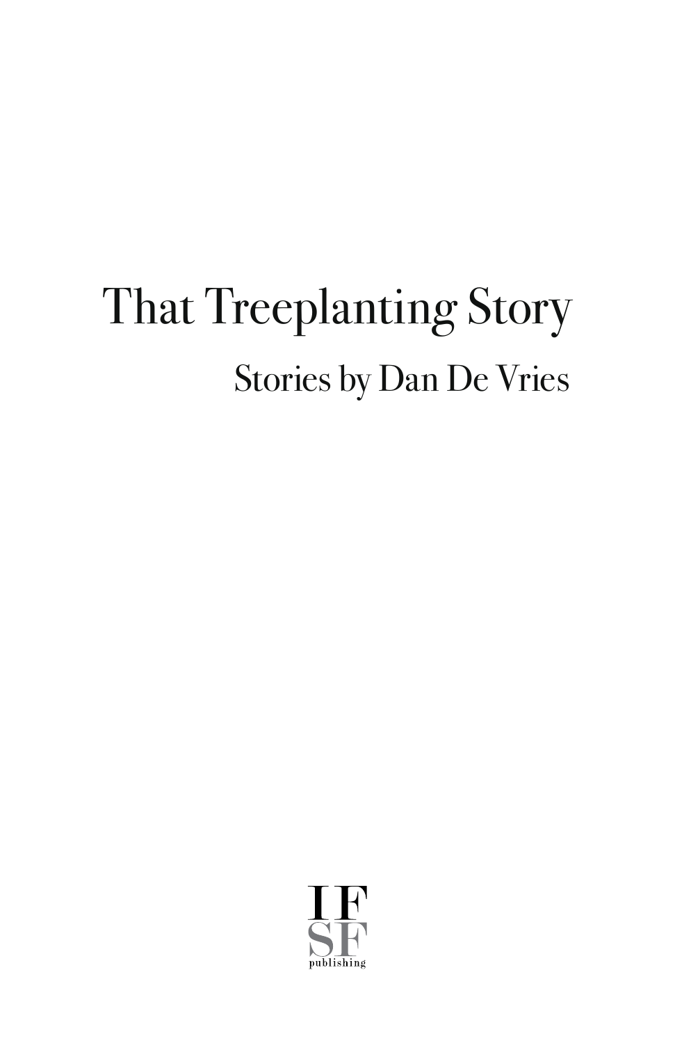# That Treeplanting Story

## Stories by Dan De Vries

IF
SF
publishing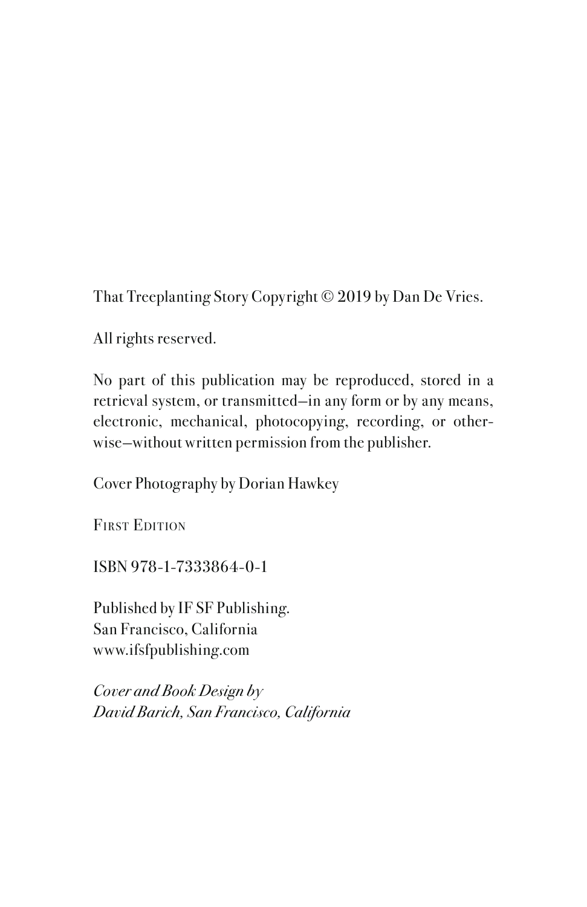That Treeplanting Story Copyright © 2019 by Dan De Vries.

All rights reserved.

No part of this publication may be reproduced, stored in a retrieval system, or transmitted—in any form or by any means, electronic, mechanical, photocopying, recording, or otherwise—without written permission from the publisher.

Cover Photography by Dorian Hawkey

First Edition

ISBN 978-1-7333864-0-1

Published by IF SF Publishing.
San Francisco, California
www.ifsfpublishing.com

*Cover and Book Design by*
*David Barich, San Francisco, California*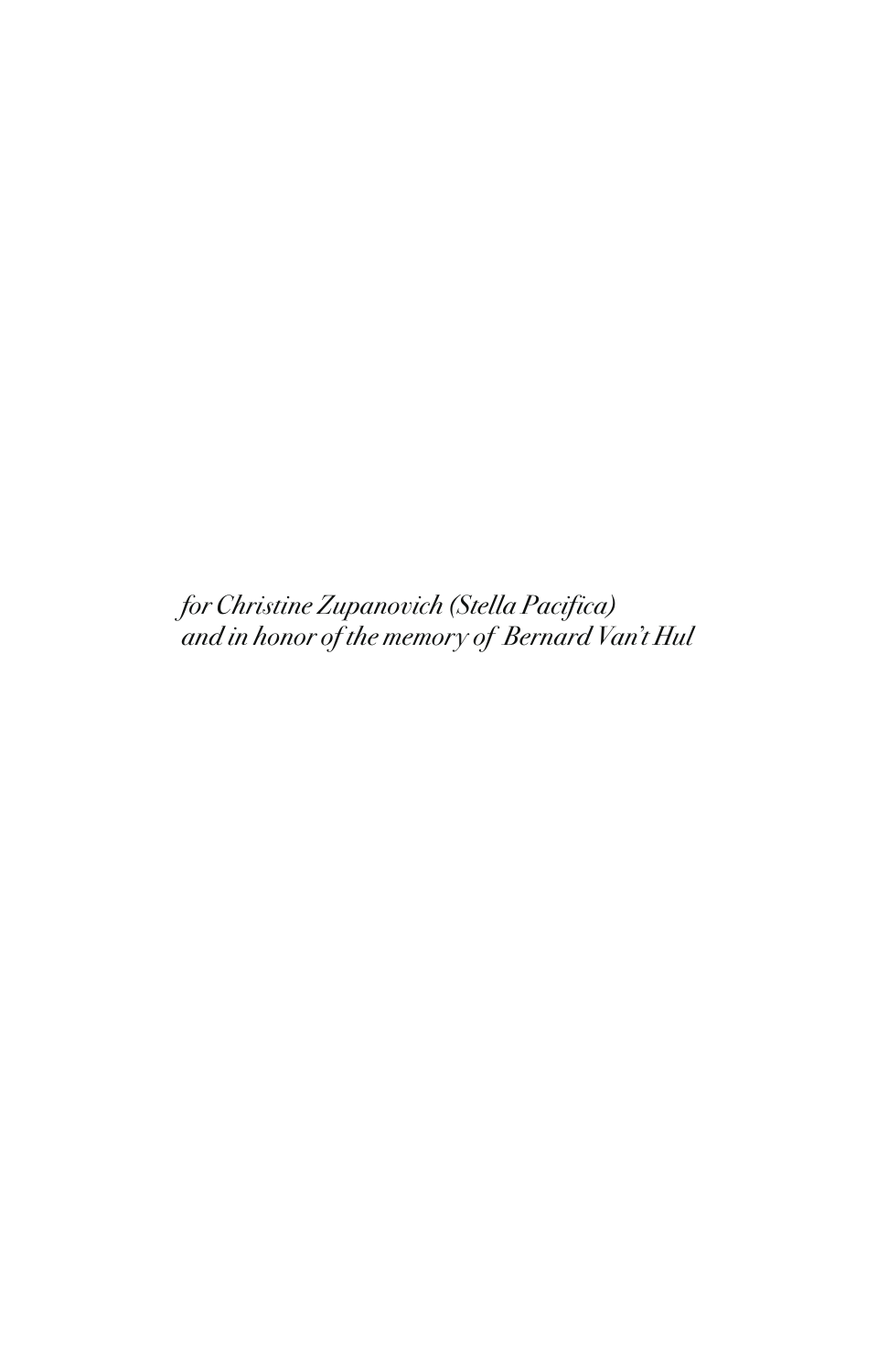*for Christine Zupanovich (Stella Pacifica)*
*and in honor of the memory of Bernard Van't Hul*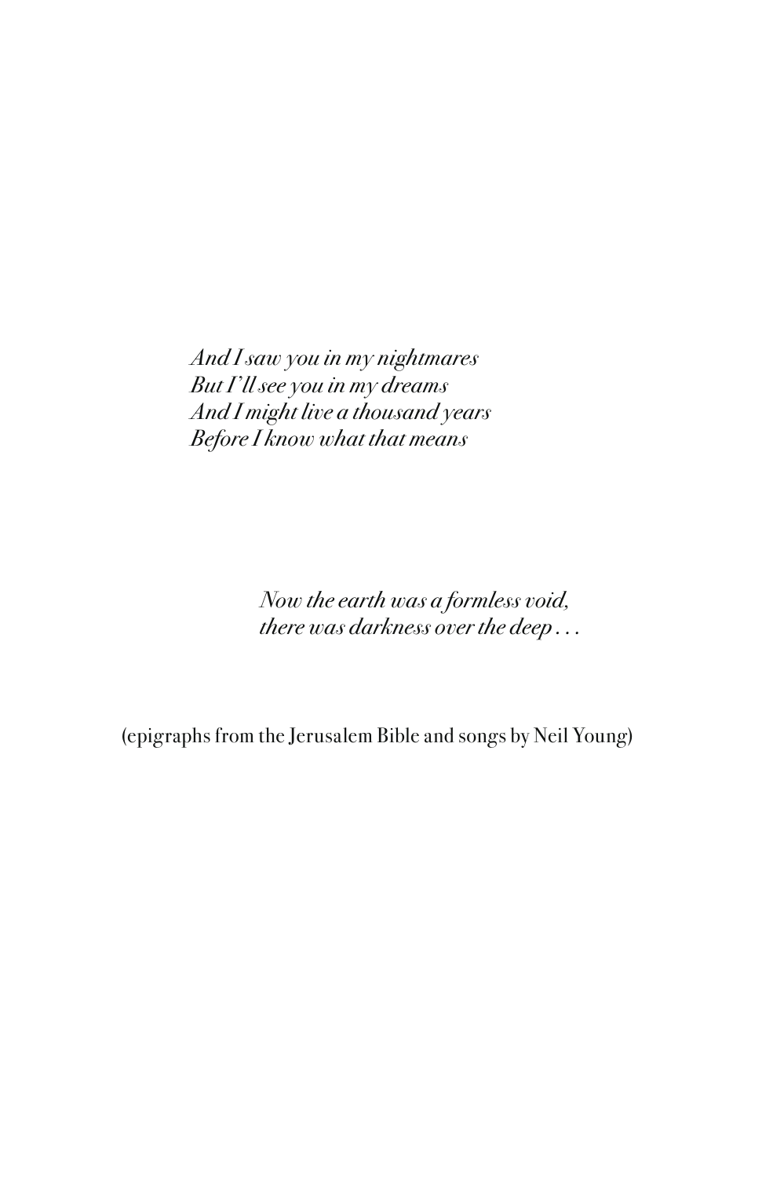*And I saw you in my nightmares*
*But I'll see you in my dreams*
*And I might live a thousand years*
*Before I know what that means*

*Now the earth was a formless void,*
*there was darkness over the deep . . .*

(epigraphs from the Jerusalem Bible and songs by Neil Young)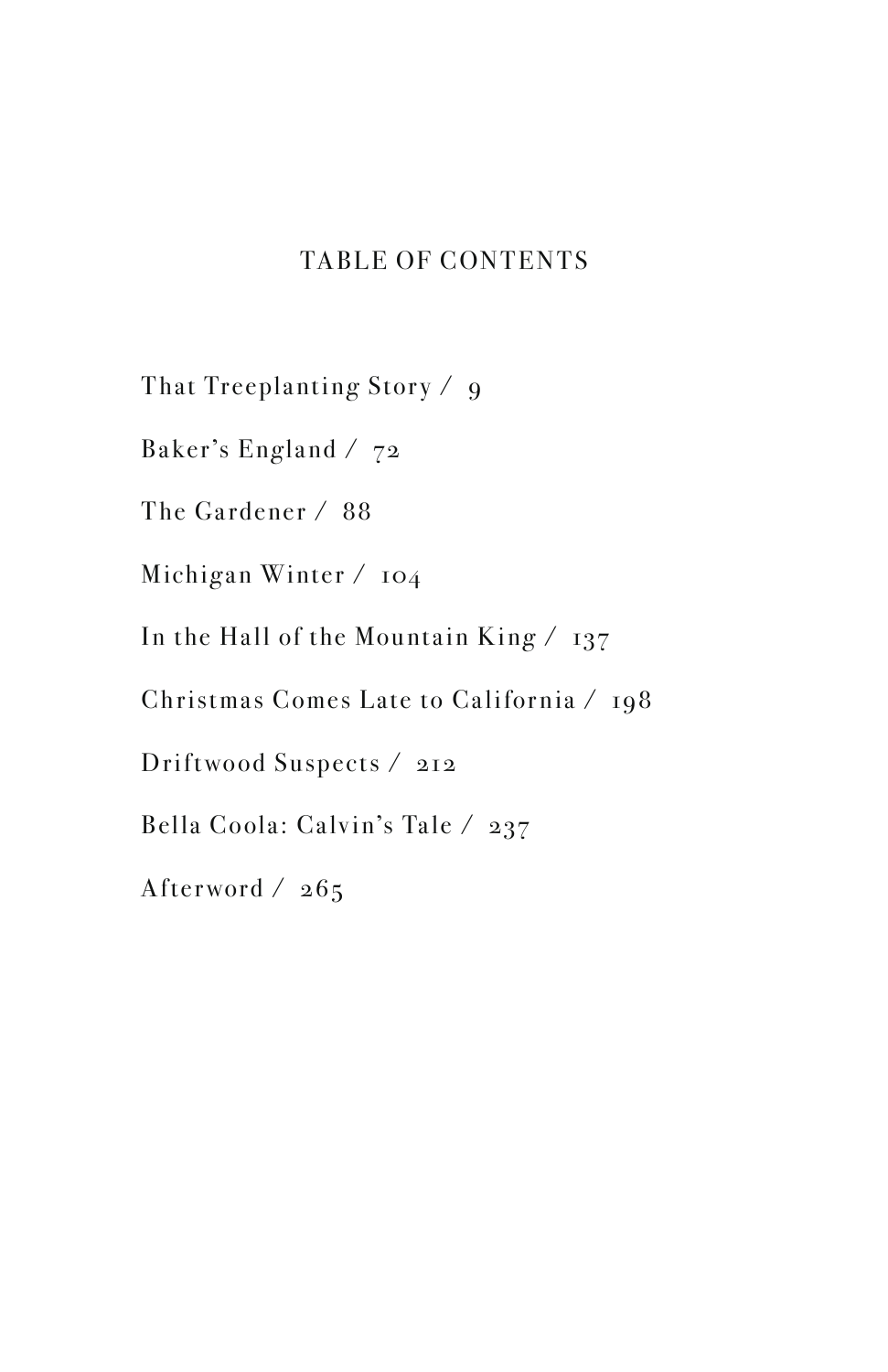# TABLE OF CONTENTS

That Treeplanting Story / 9

Baker's England / 72

The Gardener / 88

Michigan Winter / 104

In the Hall of the Mountain King / 137

Christmas Comes Late to California / 198

Driftwood Suspects / 212

Bella Coola: Calvin's Tale / 237

Afterword / 265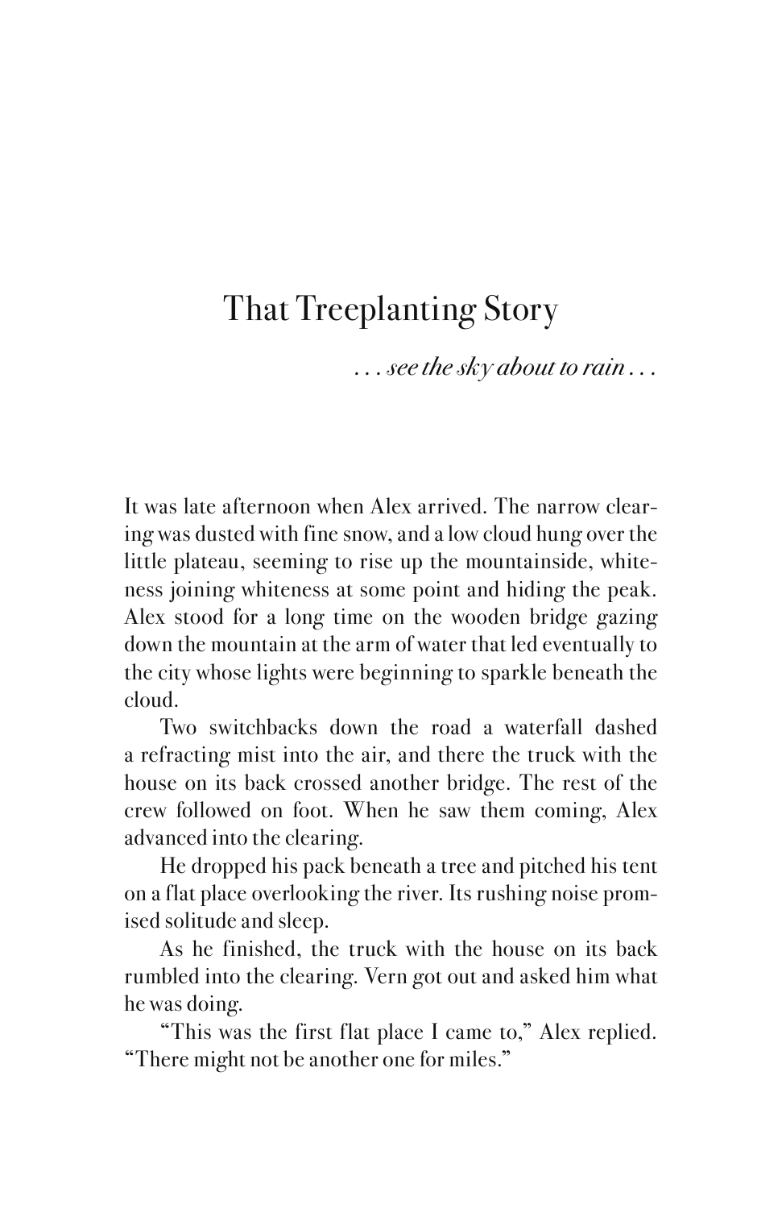# That Treeplanting Story

*. . . see the sky about to rain . . .*

It was late afternoon when Alex arrived. The narrow clearing was dusted with fine snow, and a low cloud hung over the little plateau, seeming to rise up the mountainside, whiteness joining whiteness at some point and hiding the peak. Alex stood for a long time on the wooden bridge gazing down the mountain at the arm of water that led eventually to the city whose lights were beginning to sparkle beneath the cloud.

Two switchbacks down the road a waterfall dashed a refracting mist into the air, and there the truck with the house on its back crossed another bridge. The rest of the crew followed on foot. When he saw them coming, Alex advanced into the clearing.

He dropped his pack beneath a tree and pitched his tent on a flat place overlooking the river. Its rushing noise promised solitude and sleep.

As he finished, the truck with the house on its back rumbled into the clearing. Vern got out and asked him what he was doing.

"This was the first flat place I came to," Alex replied. "There might not be another one for miles."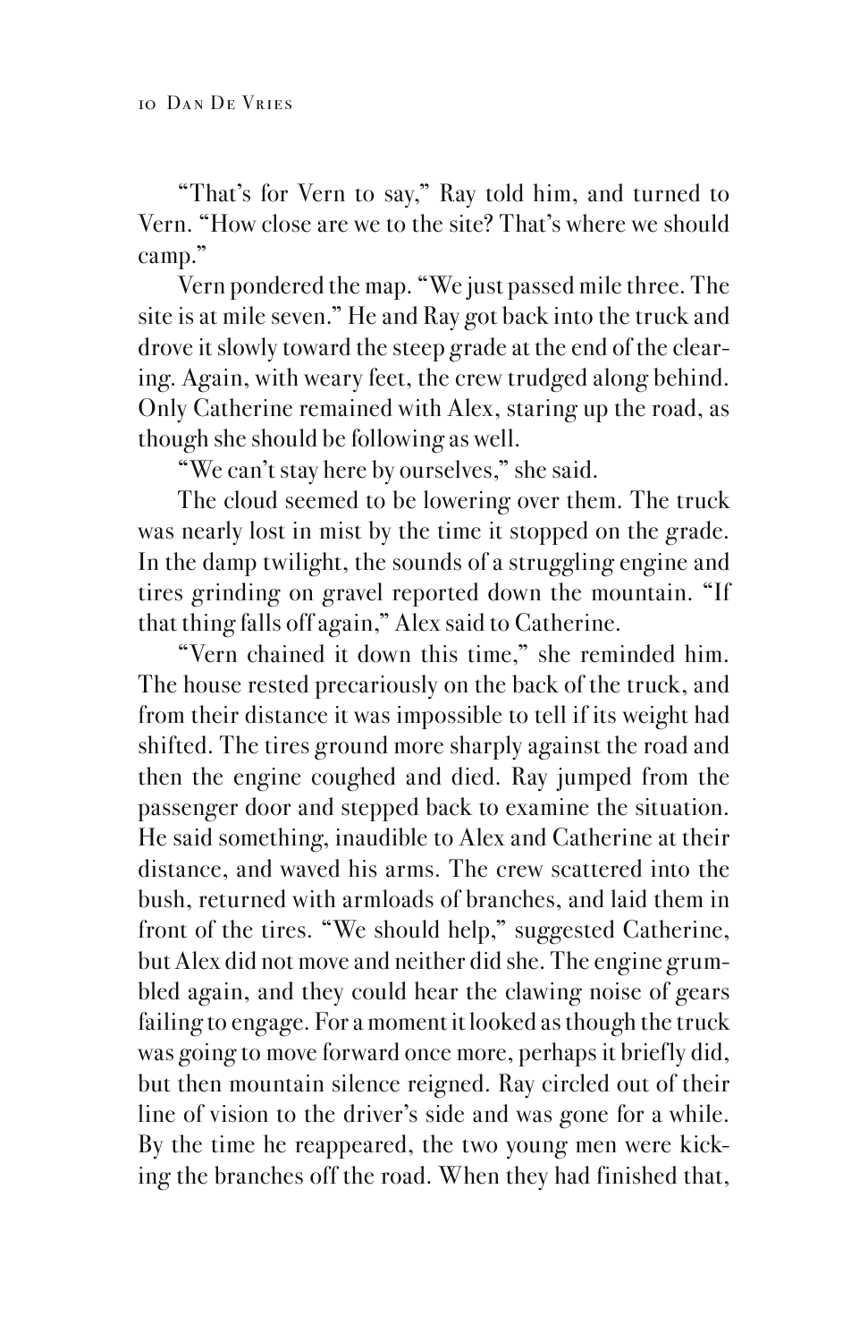"That's for Vern to say," Ray told him, and turned to Vern. "How close are we to the site? That's where we should camp."

Vern pondered the map. "We just passed mile three. The site is at mile seven." He and Ray got back into the truck and drove it slowly toward the steep grade at the end of the clearing. Again, with weary feet, the crew trudged along behind. Only Catherine remained with Alex, staring up the road, as though she should be following as well.

"We can't stay here by ourselves," she said.

The cloud seemed to be lowering over them. The truck was nearly lost in mist by the time it stopped on the grade. In the damp twilight, the sounds of a struggling engine and tires grinding on gravel reported down the mountain. "If that thing falls off again," Alex said to Catherine.

"Vern chained it down this time," she reminded him. The house rested precariously on the back of the truck, and from their distance it was impossible to tell if its weight had shifted. The tires ground more sharply against the road and then the engine coughed and died. Ray jumped from the passenger door and stepped back to examine the situation. He said something, inaudible to Alex and Catherine at their distance, and waved his arms. The crew scattered into the bush, returned with armloads of branches, and laid them in front of the tires. "We should help," suggested Catherine, but Alex did not move and neither did she. The engine grumbled again, and they could hear the clawing noise of gears failing to engage. For a moment it looked as though the truck was going to move forward once more, perhaps it briefly did, but then mountain silence reigned. Ray circled out of their line of vision to the driver's side and was gone for a while. By the time he reappeared, the two young men were kicking the branches off the road. When they had finished that,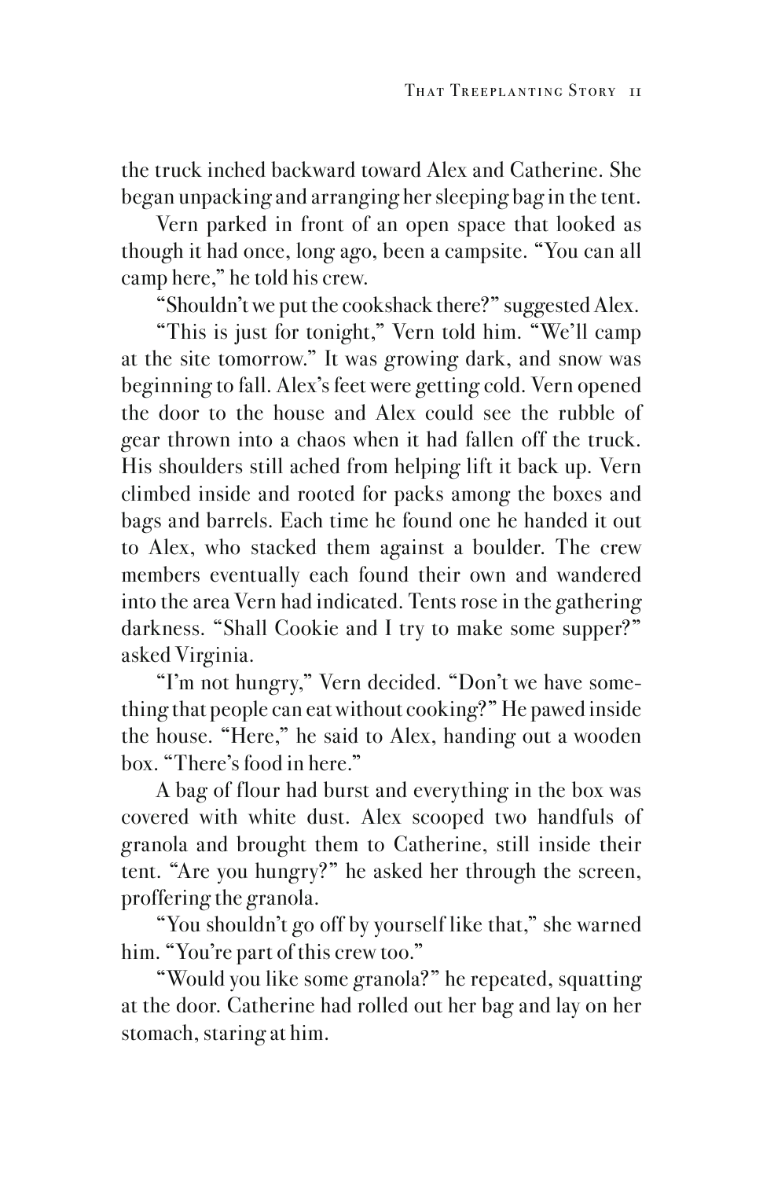the truck inched backward toward Alex and Catherine. She began unpacking and arranging her sleeping bag in the tent.

Vern parked in front of an open space that looked as though it had once, long ago, been a campsite. "You can all camp here," he told his crew.

"Shouldn't we put the cookshack there?" suggested Alex.

"This is just for tonight," Vern told him. "We'll camp at the site tomorrow." It was growing dark, and snow was beginning to fall. Alex's feet were getting cold. Vern opened the door to the house and Alex could see the rubble of gear thrown into a chaos when it had fallen off the truck. His shoulders still ached from helping lift it back up. Vern climbed inside and rooted for packs among the boxes and bags and barrels. Each time he found one he handed it out to Alex, who stacked them against a boulder. The crew members eventually each found their own and wandered into the area Vern had indicated. Tents rose in the gathering darkness. "Shall Cookie and I try to make some supper?" asked Virginia.

"I'm not hungry," Vern decided. "Don't we have something that people can eat without cooking?" He pawed inside the house. "Here," he said to Alex, handing out a wooden box. "There's food in here."

A bag of flour had burst and everything in the box was covered with white dust. Alex scooped two handfuls of granola and brought them to Catherine, still inside their tent. "Are you hungry?" he asked her through the screen, proffering the granola.

"You shouldn't go off by yourself like that," she warned him. "You're part of this crew too."

"Would you like some granola?" he repeated, squatting at the door. Catherine had rolled out her bag and lay on her stomach, staring at him.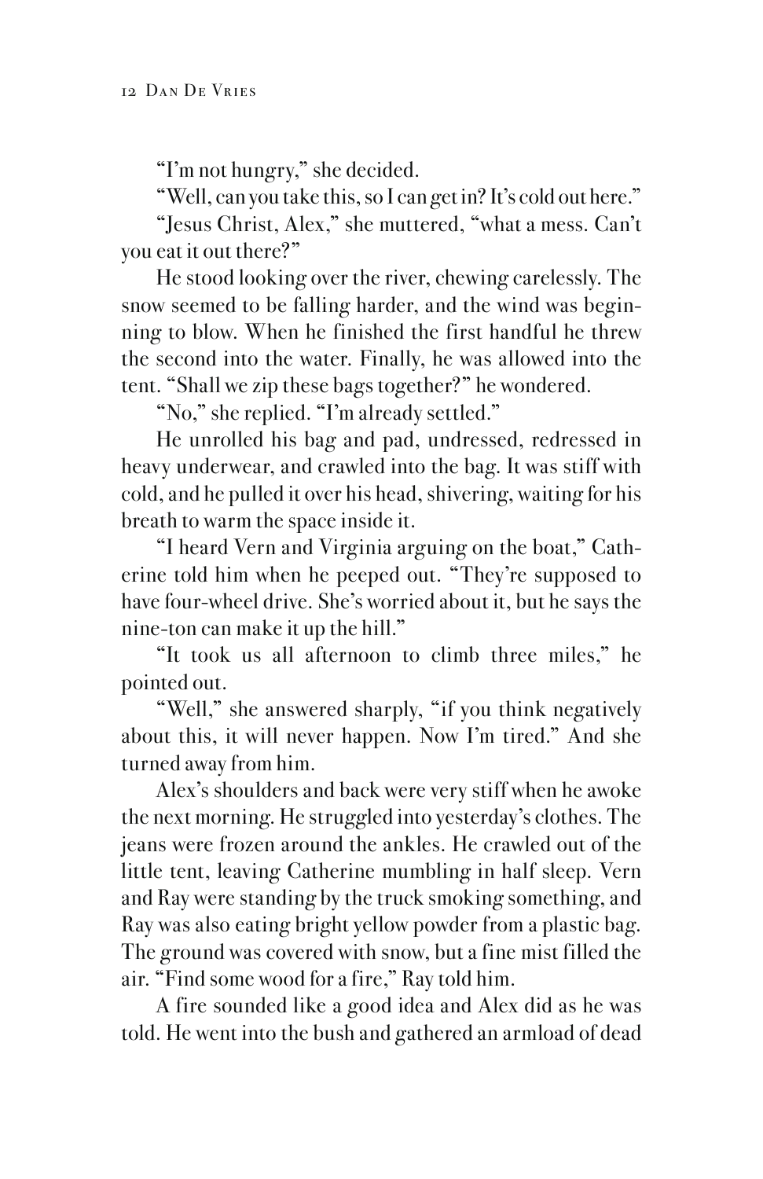"I'm not hungry," she decided.

"Well, can you take this, so I can get in? It's cold out here."

"Jesus Christ, Alex," she muttered, "what a mess. Can't you eat it out there?"

He stood looking over the river, chewing carelessly. The snow seemed to be falling harder, and the wind was beginning to blow. When he finished the first handful he threw the second into the water. Finally, he was allowed into the tent. "Shall we zip these bags together?" he wondered.

"No," she replied. "I'm already settled."

He unrolled his bag and pad, undressed, redressed in heavy underwear, and crawled into the bag. It was stiff with cold, and he pulled it over his head, shivering, waiting for his breath to warm the space inside it.

"I heard Vern and Virginia arguing on the boat," Catherine told him when he peeped out. "They're supposed to have four-wheel drive. She's worried about it, but he says the nine-ton can make it up the hill."

"It took us all afternoon to climb three miles," he pointed out.

"Well," she answered sharply, "if you think negatively about this, it will never happen. Now I'm tired." And she turned away from him.

Alex's shoulders and back were very stiff when he awoke the next morning. He struggled into yesterday's clothes. The jeans were frozen around the ankles. He crawled out of the little tent, leaving Catherine mumbling in half sleep. Vern and Ray were standing by the truck smoking something, and Ray was also eating bright yellow powder from a plastic bag. The ground was covered with snow, but a fine mist filled the air. "Find some wood for a fire," Ray told him.

A fire sounded like a good idea and Alex did as he was told. He went into the bush and gathered an armload of dead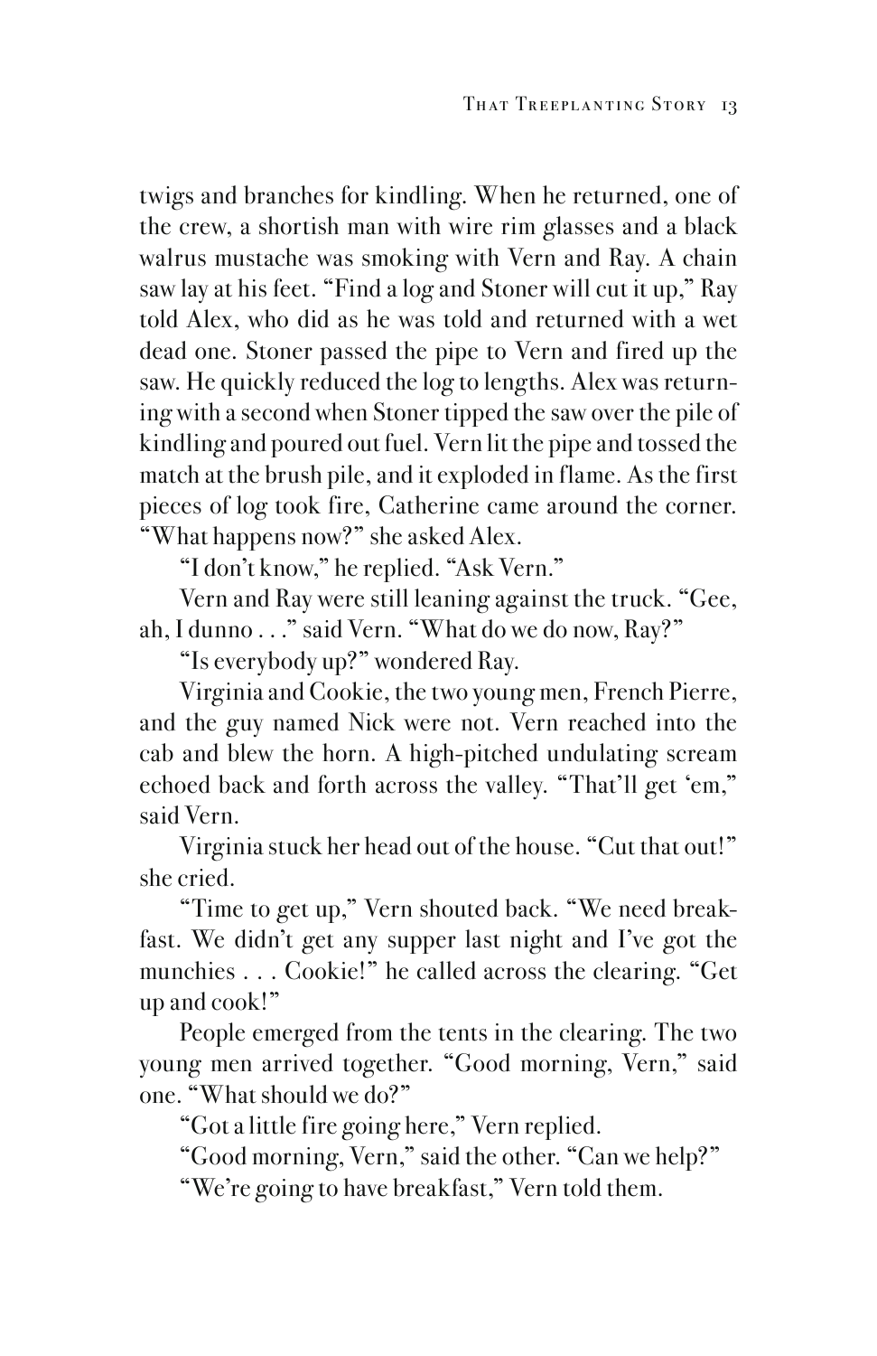twigs and branches for kindling. When he returned, one of the crew, a shortish man with wire rim glasses and a black walrus mustache was smoking with Vern and Ray. A chain saw lay at his feet. "Find a log and Stoner will cut it up," Ray told Alex, who did as he was told and returned with a wet dead one. Stoner passed the pipe to Vern and fired up the saw. He quickly reduced the log to lengths. Alex was returning with a second when Stoner tipped the saw over the pile of kindling and poured out fuel. Vern lit the pipe and tossed the match at the brush pile, and it exploded in flame. As the first pieces of log took fire, Catherine came around the corner. "What happens now?" she asked Alex.

"I don't know," he replied. "Ask Vern."

Vern and Ray were still leaning against the truck. "Gee, ah, I dunno . . ." said Vern. "What do we do now, Ray?"

"Is everybody up?" wondered Ray.

Virginia and Cookie, the two young men, French Pierre, and the guy named Nick were not. Vern reached into the cab and blew the horn. A high-pitched undulating scream echoed back and forth across the valley. "That'll get 'em," said Vern.

Virginia stuck her head out of the house. "Cut that out!" she cried.

"Time to get up," Vern shouted back. "We need breakfast. We didn't get any supper last night and I've got the munchies . . . Cookie!" he called across the clearing. "Get up and cook!"

People emerged from the tents in the clearing. The two young men arrived together. "Good morning, Vern," said one. "What should we do?"

"Got a little fire going here," Vern replied.

"Good morning, Vern," said the other. "Can we help?"

"We're going to have breakfast," Vern told them.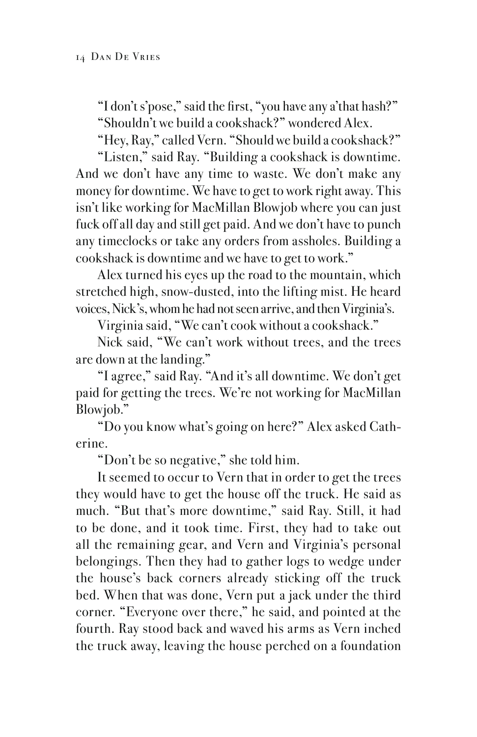"I don't s'pose," said the first, "you have any a'that hash?"

"Shouldn't we build a cookshack?" wondered Alex.

"Hey, Ray," called Vern. "Should we build a cookshack?"

"Listen," said Ray. "Building a cookshack is downtime. And we don't have any time to waste. We don't make any money for downtime. We have to get to work right away. This isn't like working for MacMillan Blowjob where you can just fuck off all day and still get paid. And we don't have to punch any timeclocks or take any orders from assholes. Building a cookshack is downtime and we have to get to work."

Alex turned his eyes up the road to the mountain, which stretched high, snow-dusted, into the lifting mist. He heard voices, Nick's, whom he had not seen arrive, and then Virginia's.

Virginia said, "We can't cook without a cookshack."

Nick said, "We can't work without trees, and the trees are down at the landing."

"I agree," said Ray. "And it's all downtime. We don't get paid for getting the trees. We're not working for MacMillan Blowjob."

"Do you know what's going on here?" Alex asked Catherine.

"Don't be so negative," she told him.

It seemed to occur to Vern that in order to get the trees they would have to get the house off the truck. He said as much. "But that's more downtime," said Ray. Still, it had to be done, and it took time. First, they had to take out all the remaining gear, and Vern and Virginia's personal belongings. Then they had to gather logs to wedge under the house's back corners already sticking off the truck bed. When that was done, Vern put a jack under the third corner. "Everyone over there," he said, and pointed at the fourth. Ray stood back and waved his arms as Vern inched the truck away, leaving the house perched on a foundation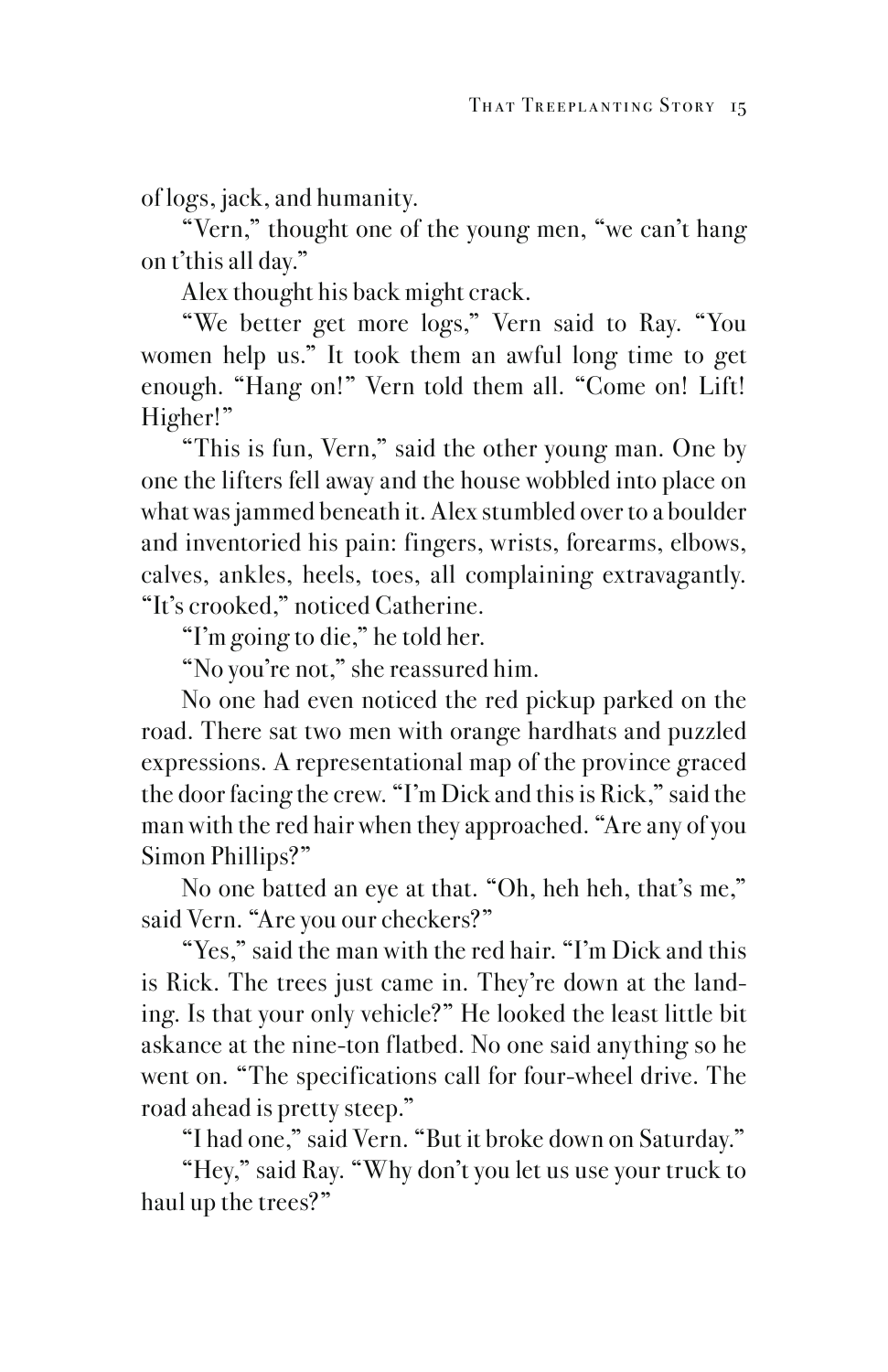of logs, jack, and humanity.

"Vern," thought one of the young men, "we can't hang on t'this all day."

Alex thought his back might crack.

"We better get more logs," Vern said to Ray. "You women help us." It took them an awful long time to get enough. "Hang on!" Vern told them all. "Come on! Lift! Higher!"

"This is fun, Vern," said the other young man. One by one the lifters fell away and the house wobbled into place on what was jammed beneath it. Alex stumbled over to a boulder and inventoried his pain: fingers, wrists, forearms, elbows, calves, ankles, heels, toes, all complaining extravagantly. "It's crooked," noticed Catherine.

"I'm going to die," he told her.

"No you're not," she reassured him.

No one had even noticed the red pickup parked on the road. There sat two men with orange hardhats and puzzled expressions. A representational map of the province graced the door facing the crew. "I'm Dick and this is Rick," said the man with the red hair when they approached. "Are any of you Simon Phillips?"

No one batted an eye at that. "Oh, heh heh, that's me," said Vern. "Are you our checkers?"

"Yes," said the man with the red hair. "I'm Dick and this is Rick. The trees just came in. They're down at the landing. Is that your only vehicle?" He looked the least little bit askance at the nine-ton flatbed. No one said anything so he went on. "The specifications call for four-wheel drive. The road ahead is pretty steep."

"I had one," said Vern. "But it broke down on Saturday."

"Hey," said Ray. "Why don't you let us use your truck to haul up the trees?"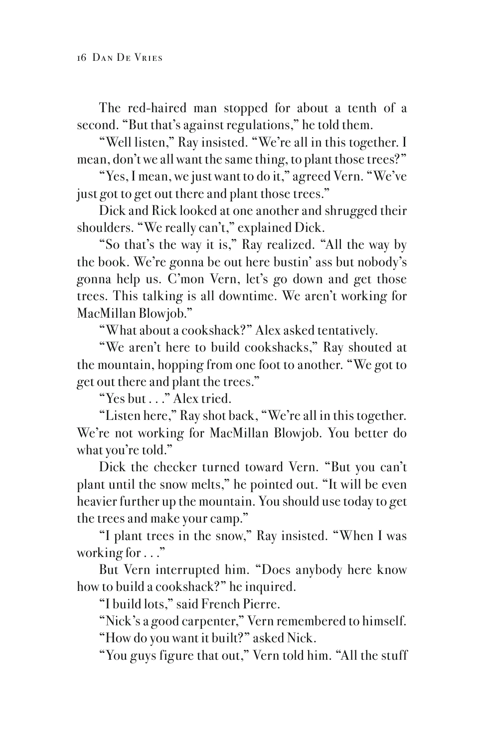The red-haired man stopped for about a tenth of a second. "But that's against regulations," he told them.

"Well listen," Ray insisted. "We're all in this together. I mean, don't we all want the same thing, to plant those trees?"

"Yes, I mean, we just want to do it," agreed Vern. "We've just got to get out there and plant those trees."

Dick and Rick looked at one another and shrugged their shoulders. "We really can't," explained Dick.

"So that's the way it is," Ray realized. "All the way by the book. We're gonna be out here bustin' ass but nobody's gonna help us. C'mon Vern, let's go down and get those trees. This talking is all downtime. We aren't working for MacMillan Blowjob."

"What about a cookshack?" Alex asked tentatively.

"We aren't here to build cookshacks," Ray shouted at the mountain, hopping from one foot to another. "We got to get out there and plant the trees."

"Yes but . . ." Alex tried.

"Listen here," Ray shot back, "We're all in this together. We're not working for MacMillan Blowjob. You better do what you're told."

Dick the checker turned toward Vern. "But you can't plant until the snow melts," he pointed out. "It will be even heavier further up the mountain. You should use today to get the trees and make your camp."

"I plant trees in the snow," Ray insisted. "When I was working for . . ."

But Vern interrupted him. "Does anybody here know how to build a cookshack?" he inquired.

"I build lots," said French Pierre.

"Nick's a good carpenter," Vern remembered to himself.

"How do you want it built?" asked Nick.

"You guys figure that out," Vern told him. "All the stuff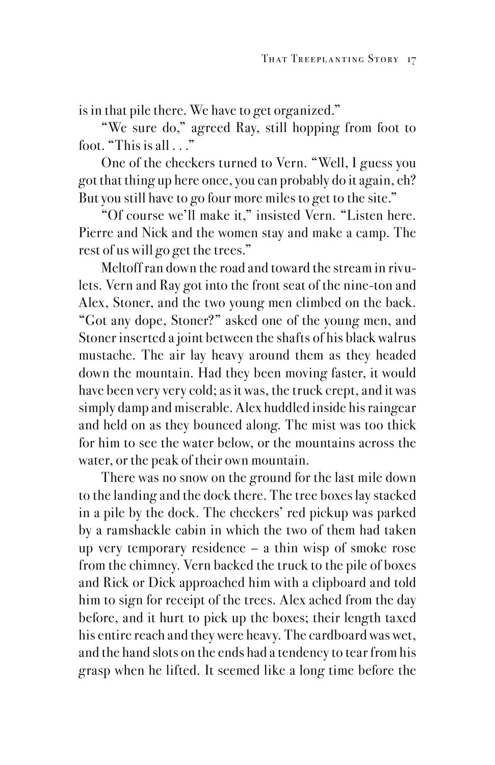is in that pile there. We have to get organized."

"We sure do," agreed Ray, still hopping from foot to foot. "This is all . . ."

One of the checkers turned to Vern. "Well, I guess you got that thing up here once, you can probably do it again, eh? But you still have to go four more miles to get to the site."

"Of course we'll make it," insisted Vern. "Listen here. Pierre and Nick and the women stay and make a camp. The rest of us will go get the trees."

Meltoff ran down the road and toward the stream in rivulets. Vern and Ray got into the front seat of the nine-ton and Alex, Stoner, and the two young men climbed on the back. "Got any dope, Stoner?" asked one of the young men, and Stoner inserted a joint between the shafts of his black walrus mustache. The air lay heavy around them as they headed down the mountain. Had they been moving faster, it would have been very very cold; as it was, the truck crept, and it was simply damp and miserable. Alex huddled inside his raingear and held on as they bounced along. The mist was too thick for him to see the water below, or the mountains across the water, or the peak of their own mountain.

There was no snow on the ground for the last mile down to the landing and the dock there. The tree boxes lay stacked in a pile by the dock. The checkers' red pickup was parked by a ramshackle cabin in which the two of them had taken up very temporary residence – a thin wisp of smoke rose from the chimney. Vern backed the truck to the pile of boxes and Rick or Dick approached him with a clipboard and told him to sign for receipt of the trees. Alex ached from the day before, and it hurt to pick up the boxes; their length taxed his entire reach and they were heavy. The cardboard was wet, and the hand slots on the ends had a tendency to tear from his grasp when he lifted. It seemed like a long time before the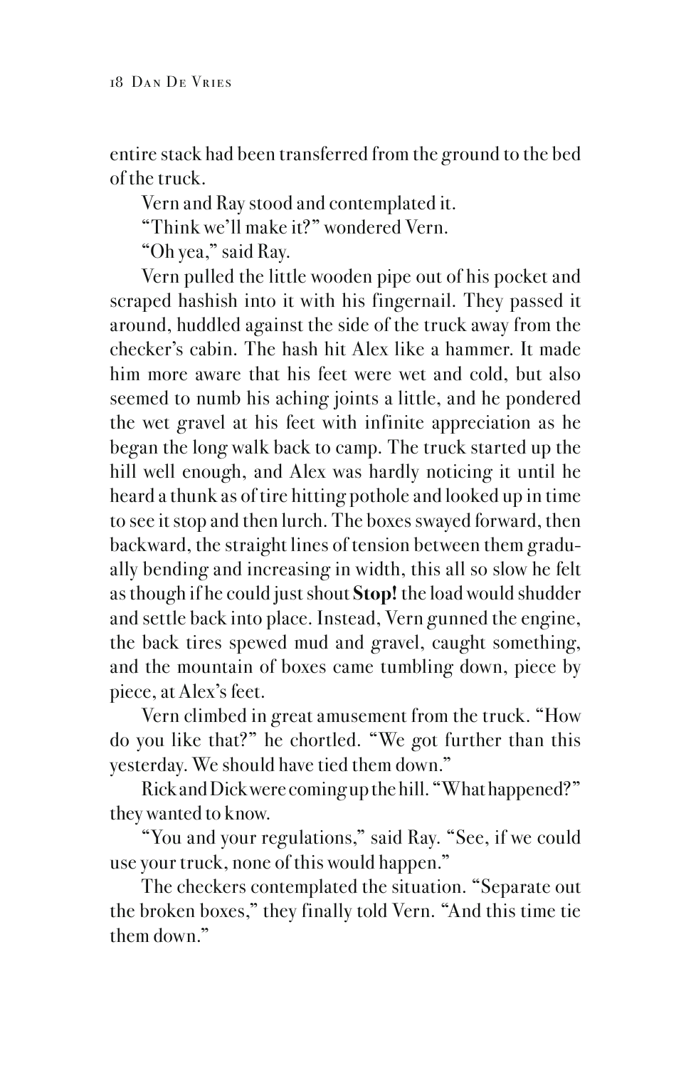entire stack had been transferred from the ground to the bed of the truck.

Vern and Ray stood and contemplated it.

"Think we'll make it?" wondered Vern.

"Oh yea," said Ray.

Vern pulled the little wooden pipe out of his pocket and scraped hashish into it with his fingernail. They passed it around, huddled against the side of the truck away from the checker's cabin. The hash hit Alex like a hammer. It made him more aware that his feet were wet and cold, but also seemed to numb his aching joints a little, and he pondered the wet gravel at his feet with infinite appreciation as he began the long walk back to camp. The truck started up the hill well enough, and Alex was hardly noticing it until he heard a thunk as of tire hitting pothole and looked up in time to see it stop and then lurch. The boxes swayed forward, then backward, the straight lines of tension between them gradually bending and increasing in width, this all so slow he felt as though if he could just shout **Stop!** the load would shudder and settle back into place. Instead, Vern gunned the engine, the back tires spewed mud and gravel, caught something, and the mountain of boxes came tumbling down, piece by piece, at Alex's feet.

Vern climbed in great amusement from the truck. "How do you like that?" he chortled. "We got further than this yesterday. We should have tied them down."

Rick and Dick were coming up the hill. "What happened?" they wanted to know.

"You and your regulations," said Ray. "See, if we could use your truck, none of this would happen."

The checkers contemplated the situation. "Separate out the broken boxes," they finally told Vern. "And this time tie them down."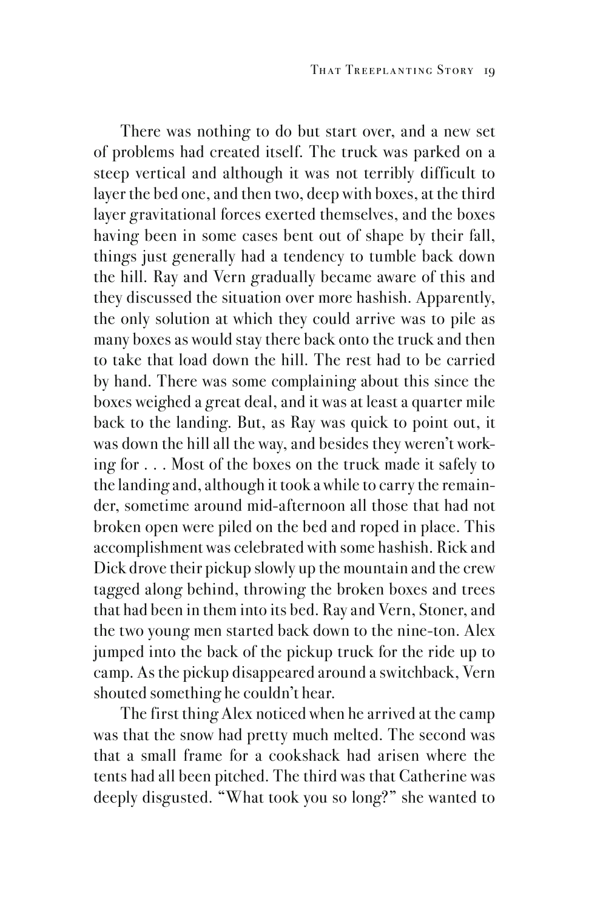There was nothing to do but start over, and a new set of problems had created itself. The truck was parked on a steep vertical and although it was not terribly difficult to layer the bed one, and then two, deep with boxes, at the third layer gravitational forces exerted themselves, and the boxes having been in some cases bent out of shape by their fall, things just generally had a tendency to tumble back down the hill. Ray and Vern gradually became aware of this and they discussed the situation over more hashish. Apparently, the only solution at which they could arrive was to pile as many boxes as would stay there back onto the truck and then to take that load down the hill. The rest had to be carried by hand. There was some complaining about this since the boxes weighed a great deal, and it was at least a quarter mile back to the landing. But, as Ray was quick to point out, it was down the hill all the way, and besides they weren't working for . . . Most of the boxes on the truck made it safely to the landing and, although it took a while to carry the remainder, sometime around mid-afternoon all those that had not broken open were piled on the bed and roped in place. This accomplishment was celebrated with some hashish. Rick and Dick drove their pickup slowly up the mountain and the crew tagged along behind, throwing the broken boxes and trees that had been in them into its bed. Ray and Vern, Stoner, and the two young men started back down to the nine-ton. Alex jumped into the back of the pickup truck for the ride up to camp. As the pickup disappeared around a switchback, Vern shouted something he couldn't hear.

The first thing Alex noticed when he arrived at the camp was that the snow had pretty much melted. The second was that a small frame for a cookshack had arisen where the tents had all been pitched. The third was that Catherine was deeply disgusted. "What took you so long?" she wanted to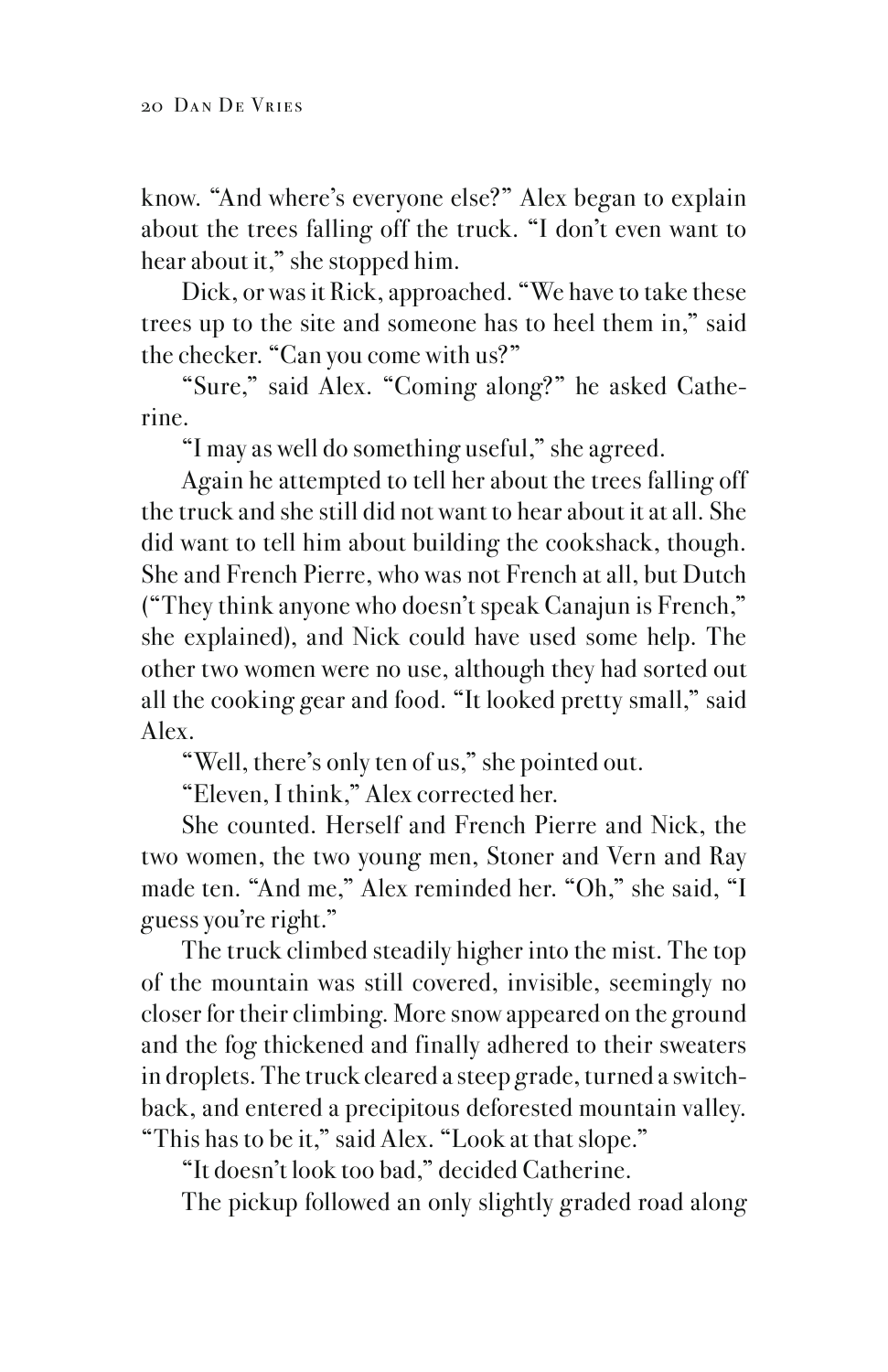know. "And where's everyone else?" Alex began to explain about the trees falling off the truck. "I don't even want to hear about it," she stopped him.

Dick, or was it Rick, approached. "We have to take these trees up to the site and someone has to heel them in," said the checker. "Can you come with us?"

"Sure," said Alex. "Coming along?" he asked Catherine.

"I may as well do something useful," she agreed.

Again he attempted to tell her about the trees falling off the truck and she still did not want to hear about it at all. She did want to tell him about building the cookshack, though. She and French Pierre, who was not French at all, but Dutch ("They think anyone who doesn't speak Canajun is French," she explained), and Nick could have used some help. The other two women were no use, although they had sorted out all the cooking gear and food. "It looked pretty small," said Alex.

"Well, there's only ten of us," she pointed out.

"Eleven, I think," Alex corrected her.

She counted. Herself and French Pierre and Nick, the two women, the two young men, Stoner and Vern and Ray made ten. "And me," Alex reminded her. "Oh," she said, "I guess you're right."

The truck climbed steadily higher into the mist. The top of the mountain was still covered, invisible, seemingly no closer for their climbing. More snow appeared on the ground and the fog thickened and finally adhered to their sweaters in droplets. The truck cleared a steep grade, turned a switchback, and entered a precipitous deforested mountain valley. "This has to be it," said Alex. "Look at that slope."

"It doesn't look too bad," decided Catherine.

The pickup followed an only slightly graded road along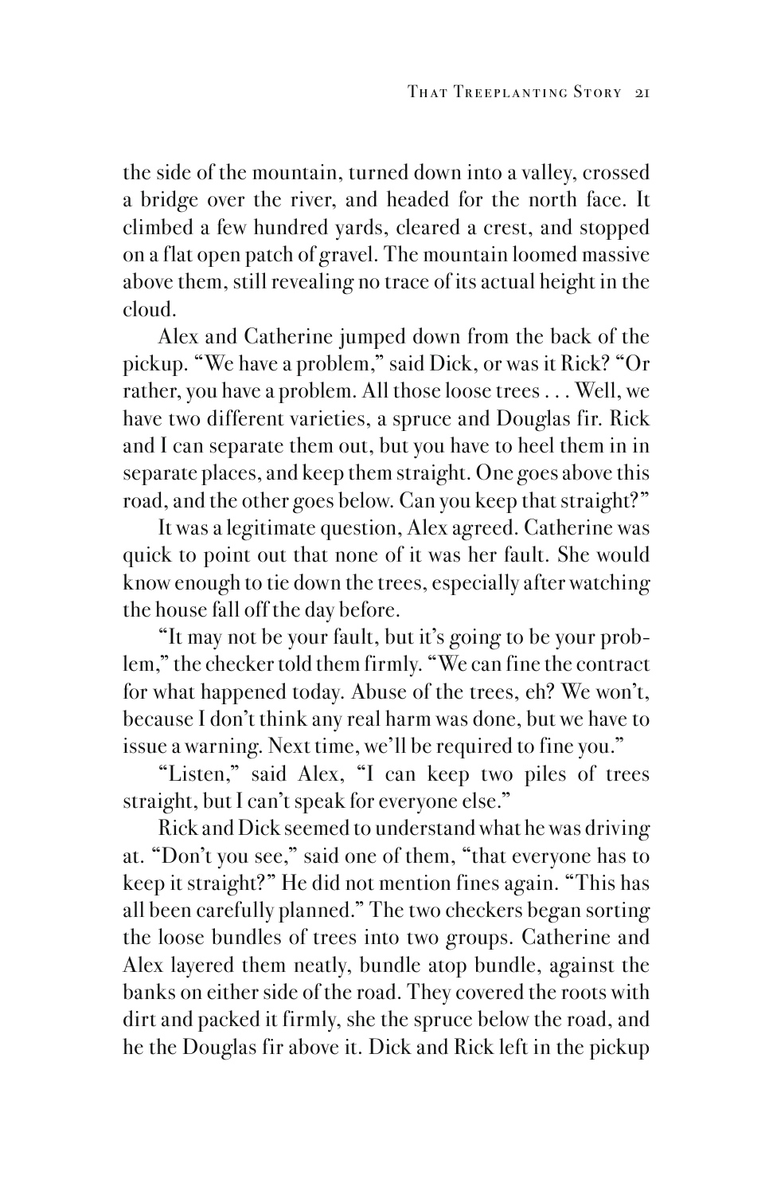the side of the mountain, turned down into a valley, crossed a bridge over the river, and headed for the north face. It climbed a few hundred yards, cleared a crest, and stopped on a flat open patch of gravel. The mountain loomed massive above them, still revealing no trace of its actual height in the cloud.

Alex and Catherine jumped down from the back of the pickup. "We have a problem," said Dick, or was it Rick? "Or rather, you have a problem. All those loose trees . . . Well, we have two different varieties, a spruce and Douglas fir. Rick and I can separate them out, but you have to heel them in in separate places, and keep them straight. One goes above this road, and the other goes below. Can you keep that straight?"

It was a legitimate question, Alex agreed. Catherine was quick to point out that none of it was her fault. She would know enough to tie down the trees, especially after watching the house fall off the day before.

"It may not be your fault, but it's going to be your problem," the checker told them firmly. "We can fine the contract for what happened today. Abuse of the trees, eh? We won't, because I don't think any real harm was done, but we have to issue a warning. Next time, we'll be required to fine you."

"Listen," said Alex, "I can keep two piles of trees straight, but I can't speak for everyone else."

Rick and Dick seemed to understand what he was driving at. "Don't you see," said one of them, "that everyone has to keep it straight?" He did not mention fines again. "This has all been carefully planned." The two checkers began sorting the loose bundles of trees into two groups. Catherine and Alex layered them neatly, bundle atop bundle, against the banks on either side of the road. They covered the roots with dirt and packed it firmly, she the spruce below the road, and he the Douglas fir above it. Dick and Rick left in the pickup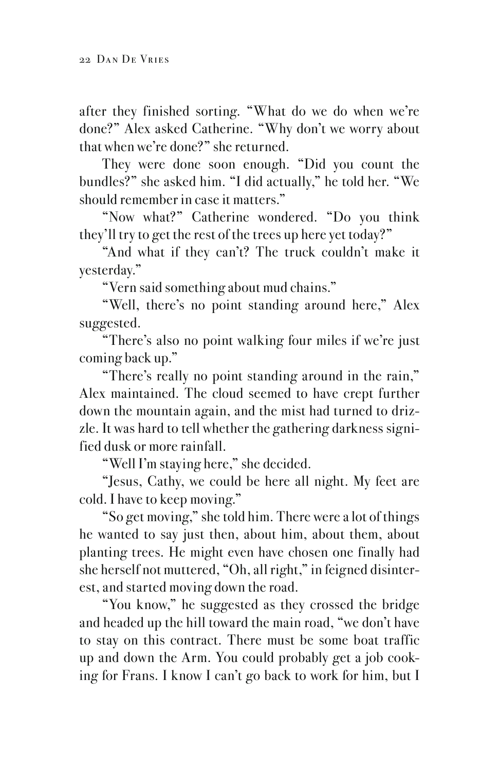after they finished sorting. "What do we do when we're done?" Alex asked Catherine. "Why don't we worry about that when we're done?" she returned.

They were done soon enough. "Did you count the bundles?" she asked him. "I did actually," he told her. "We should remember in case it matters."

"Now what?" Catherine wondered. "Do you think they'll try to get the rest of the trees up here yet today?"

"And what if they can't? The truck couldn't make it yesterday."

"Vern said something about mud chains."

"Well, there's no point standing around here," Alex suggested.

"There's also no point walking four miles if we're just coming back up."

"There's really no point standing around in the rain," Alex maintained. The cloud seemed to have crept further down the mountain again, and the mist had turned to drizzle. It was hard to tell whether the gathering darkness signified dusk or more rainfall.

"Well I'm staying here," she decided.

"Jesus, Cathy, we could be here all night. My feet are cold. I have to keep moving."

"So get moving," she told him. There were a lot of things he wanted to say just then, about him, about them, about planting trees. He might even have chosen one finally had she herself not muttered, "Oh, all right," in feigned disinterest, and started moving down the road.

"You know," he suggested as they crossed the bridge and headed up the hill toward the main road, "we don't have to stay on this contract. There must be some boat traffic up and down the Arm. You could probably get a job cooking for Frans. I know I can't go back to work for him, but I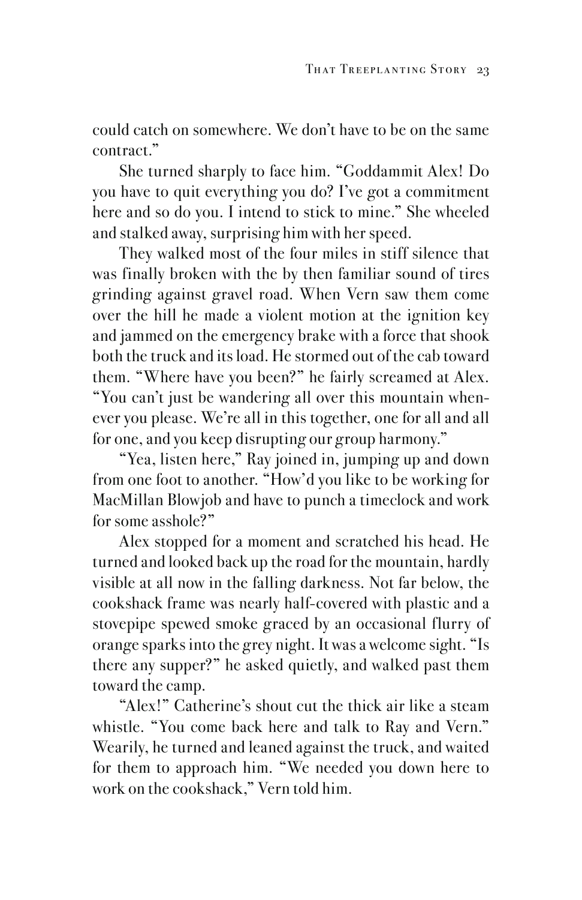could catch on somewhere. We don't have to be on the same contract."

She turned sharply to face him. "Goddammit Alex! Do you have to quit everything you do? I've got a commitment here and so do you. I intend to stick to mine." She wheeled and stalked away, surprising him with her speed.

They walked most of the four miles in stiff silence that was finally broken with the by then familiar sound of tires grinding against gravel road. When Vern saw them come over the hill he made a violent motion at the ignition key and jammed on the emergency brake with a force that shook both the truck and its load. He stormed out of the cab toward them. "Where have you been?" he fairly screamed at Alex. "You can't just be wandering all over this mountain whenever you please. We're all in this together, one for all and all for one, and you keep disrupting our group harmony."

"Yea, listen here," Ray joined in, jumping up and down from one foot to another. "How'd you like to be working for MacMillan Blowjob and have to punch a timeclock and work for some asshole?"

Alex stopped for a moment and scratched his head. He turned and looked back up the road for the mountain, hardly visible at all now in the falling darkness. Not far below, the cookshack frame was nearly half-covered with plastic and a stovepipe spewed smoke graced by an occasional flurry of orange sparks into the grey night. It was a welcome sight. "Is there any supper?" he asked quietly, and walked past them toward the camp.

"Alex!" Catherine's shout cut the thick air like a steam whistle. "You come back here and talk to Ray and Vern." Wearily, he turned and leaned against the truck, and waited for them to approach him. "We needed you down here to work on the cookshack," Vern told him.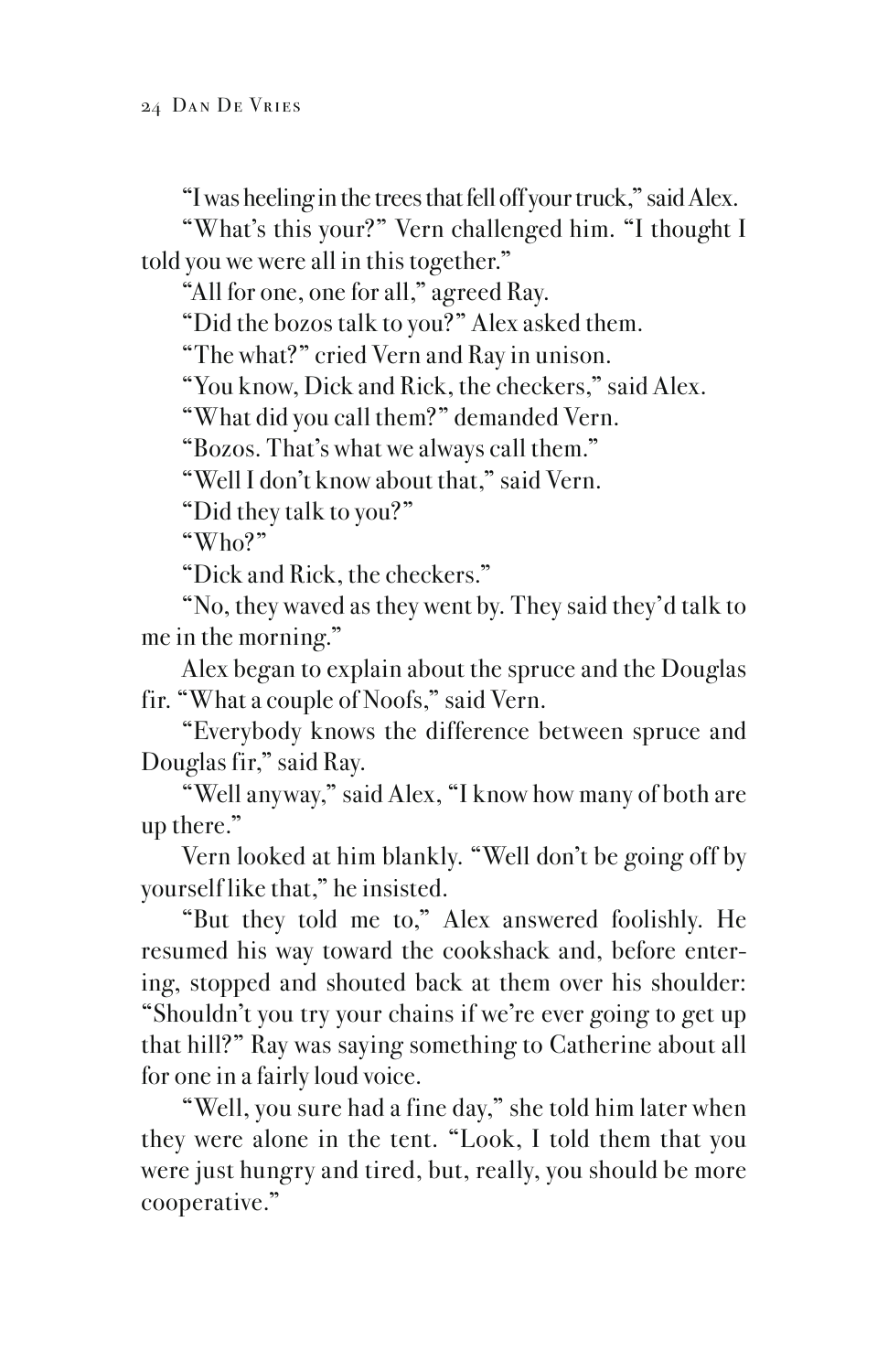"I was heeling in the trees that fell off your truck," said Alex.

"What's this your?" Vern challenged him. "I thought I told you we were all in this together."

"All for one, one for all," agreed Ray.

"Did the bozos talk to you?" Alex asked them.

"The what?" cried Vern and Ray in unison.

"You know, Dick and Rick, the checkers," said Alex.

"What did you call them?" demanded Vern.

"Bozos. That's what we always call them."

"Well I don't know about that," said Vern.

"Did they talk to you?"

"Who?"

"Dick and Rick, the checkers."

"No, they waved as they went by. They said they'd talk to me in the morning."

Alex began to explain about the spruce and the Douglas fir. "What a couple of Noofs," said Vern.

"Everybody knows the difference between spruce and Douglas fir," said Ray.

"Well anyway," said Alex, "I know how many of both are up there."

Vern looked at him blankly. "Well don't be going off by yourself like that," he insisted.

"But they told me to," Alex answered foolishly. He resumed his way toward the cookshack and, before entering, stopped and shouted back at them over his shoulder: "Shouldn't you try your chains if we're ever going to get up that hill?" Ray was saying something to Catherine about all for one in a fairly loud voice.

"Well, you sure had a fine day," she told him later when they were alone in the tent. "Look, I told them that you were just hungry and tired, but, really, you should be more cooperative."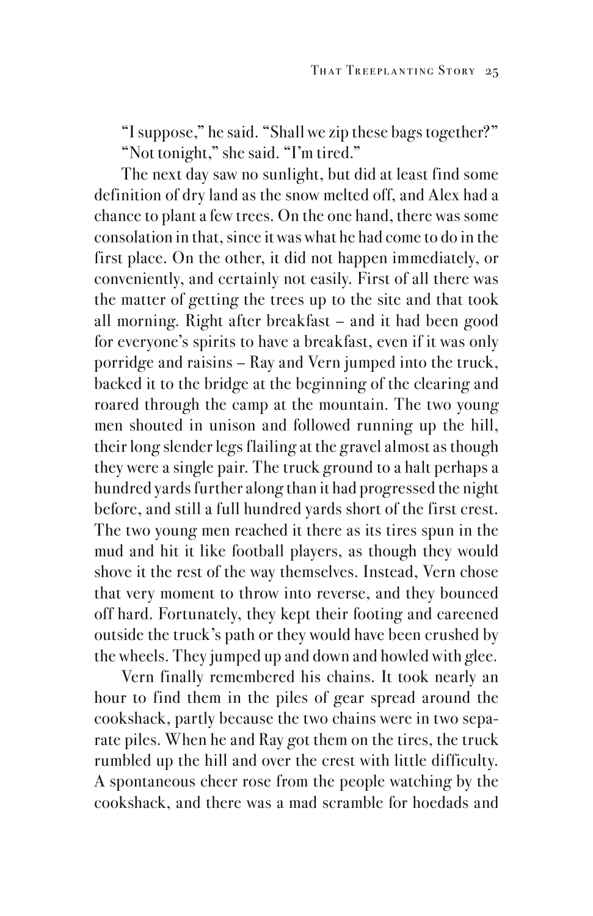"I suppose," he said. "Shall we zip these bags together?"

"Not tonight," she said. "I'm tired."

The next day saw no sunlight, but did at least find some definition of dry land as the snow melted off, and Alex had a chance to plant a few trees. On the one hand, there was some consolation in that, since it was what he had come to do in the first place. On the other, it did not happen immediately, or conveniently, and certainly not easily. First of all there was the matter of getting the trees up to the site and that took all morning. Right after breakfast – and it had been good for everyone's spirits to have a breakfast, even if it was only porridge and raisins – Ray and Vern jumped into the truck, backed it to the bridge at the beginning of the clearing and roared through the camp at the mountain. The two young men shouted in unison and followed running up the hill, their long slender legs flailing at the gravel almost as though they were a single pair. The truck ground to a halt perhaps a hundred yards further along than it had progressed the night before, and still a full hundred yards short of the first crest. The two young men reached it there as its tires spun in the mud and hit it like football players, as though they would shove it the rest of the way themselves. Instead, Vern chose that very moment to throw into reverse, and they bounced off hard. Fortunately, they kept their footing and careened outside the truck's path or they would have been crushed by the wheels. They jumped up and down and howled with glee.

Vern finally remembered his chains. It took nearly an hour to find them in the piles of gear spread around the cookshack, partly because the two chains were in two separate piles. When he and Ray got them on the tires, the truck rumbled up the hill and over the crest with little difficulty. A spontaneous cheer rose from the people watching by the cookshack, and there was a mad scramble for hoedads and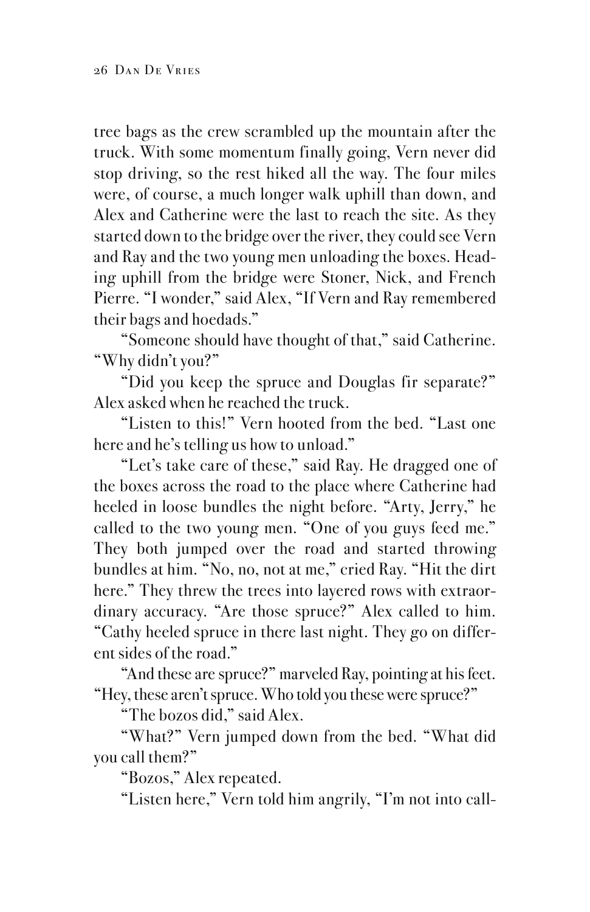tree bags as the crew scrambled up the mountain after the truck. With some momentum finally going, Vern never did stop driving, so the rest hiked all the way. The four miles were, of course, a much longer walk uphill than down, and Alex and Catherine were the last to reach the site. As they started down to the bridge over the river, they could see Vern and Ray and the two young men unloading the boxes. Heading uphill from the bridge were Stoner, Nick, and French Pierre. "I wonder," said Alex, "If Vern and Ray remembered their bags and hoedads."

"Someone should have thought of that," said Catherine. "Why didn't you?"

"Did you keep the spruce and Douglas fir separate?" Alex asked when he reached the truck.

"Listen to this!" Vern hooted from the bed. "Last one here and he's telling us how to unload."

"Let's take care of these," said Ray. He dragged one of the boxes across the road to the place where Catherine had heeled in loose bundles the night before. "Arty, Jerry," he called to the two young men. "One of you guys feed me." They both jumped over the road and started throwing bundles at him. "No, no, not at me," cried Ray. "Hit the dirt here." They threw the trees into layered rows with extraordinary accuracy. "Are those spruce?" Alex called to him. "Cathy heeled spruce in there last night. They go on different sides of the road."

"And these are spruce?" marveled Ray, pointing at his feet. "Hey, these aren't spruce. Who told you these were spruce?"

"The bozos did," said Alex.

"What?" Vern jumped down from the bed. "What did you call them?"

"Bozos," Alex repeated.

"Listen here," Vern told him angrily, "I'm not into call-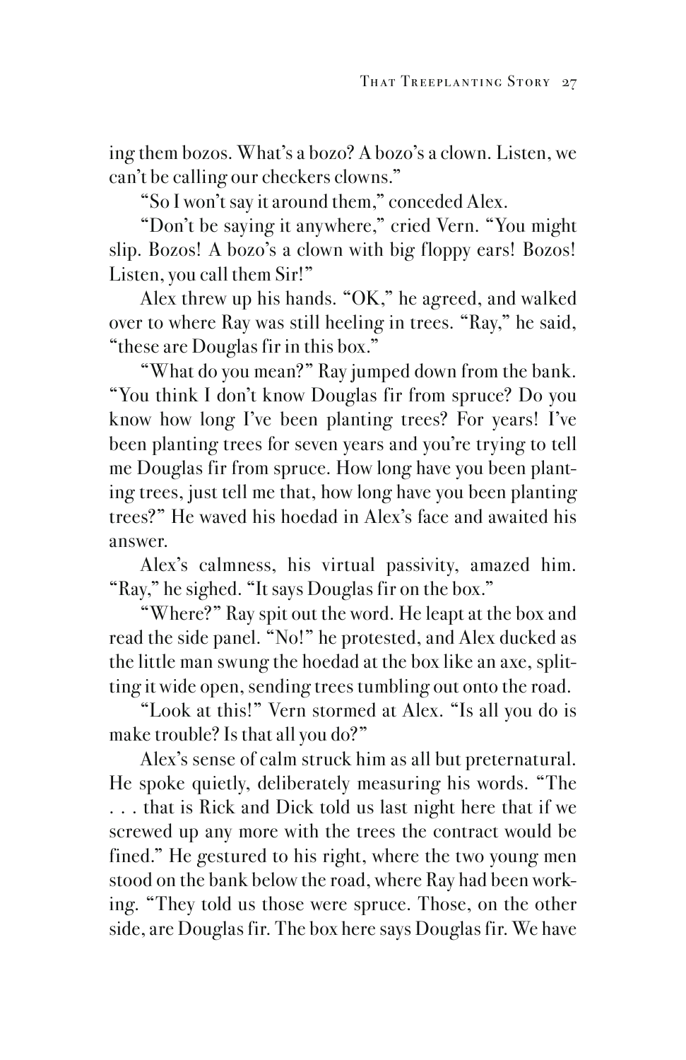ing them bozos. What's a bozo? A bozo's a clown. Listen, we can't be calling our checkers clowns."

"So I won't say it around them," conceded Alex.

"Don't be saying it anywhere," cried Vern. "You might slip. Bozos! A bozo's a clown with big floppy ears! Bozos! Listen, you call them Sir!"

Alex threw up his hands. "OK," he agreed, and walked over to where Ray was still heeling in trees. "Ray," he said, "these are Douglas fir in this box."

"What do you mean?" Ray jumped down from the bank. "You think I don't know Douglas fir from spruce? Do you know how long I've been planting trees? For years! I've been planting trees for seven years and you're trying to tell me Douglas fir from spruce. How long have you been planting trees, just tell me that, how long have you been planting trees?" He waved his hoedad in Alex's face and awaited his answer.

Alex's calmness, his virtual passivity, amazed him. "Ray," he sighed. "It says Douglas fir on the box."

"Where?" Ray spit out the word. He leapt at the box and read the side panel. "No!" he protested, and Alex ducked as the little man swung the hoedad at the box like an axe, splitting it wide open, sending trees tumbling out onto the road.

"Look at this!" Vern stormed at Alex. "Is all you do is make trouble? Is that all you do?"

Alex's sense of calm struck him as all but preternatural. He spoke quietly, deliberately measuring his words. "The . . . that is Rick and Dick told us last night here that if we screwed up any more with the trees the contract would be fined." He gestured to his right, where the two young men stood on the bank below the road, where Ray had been working. "They told us those were spruce. Those, on the other side, are Douglas fir. The box here says Douglas fir. We have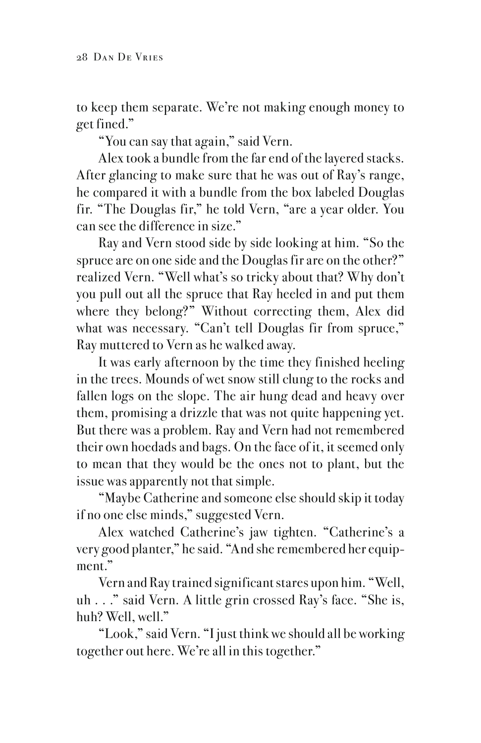to keep them separate. We're not making enough money to get fined."

"You can say that again," said Vern.

Alex took a bundle from the far end of the layered stacks. After glancing to make sure that he was out of Ray's range, he compared it with a bundle from the box labeled Douglas fir. "The Douglas fir," he told Vern, "are a year older. You can see the difference in size."

Ray and Vern stood side by side looking at him. "So the spruce are on one side and the Douglas fir are on the other?" realized Vern. "Well what's so tricky about that? Why don't you pull out all the spruce that Ray heeled in and put them where they belong?" Without correcting them, Alex did what was necessary. "Can't tell Douglas fir from spruce," Ray muttered to Vern as he walked away.

It was early afternoon by the time they finished heeling in the trees. Mounds of wet snow still clung to the rocks and fallen logs on the slope. The air hung dead and heavy over them, promising a drizzle that was not quite happening yet. But there was a problem. Ray and Vern had not remembered their own hoedads and bags. On the face of it, it seemed only to mean that they would be the ones not to plant, but the issue was apparently not that simple.

"Maybe Catherine and someone else should skip it today if no one else minds," suggested Vern.

Alex watched Catherine's jaw tighten. "Catherine's a very good planter," he said. "And she remembered her equipment."

Vern and Ray trained significant stares upon him. "Well, uh . . ." said Vern. A little grin crossed Ray's face. "She is, huh? Well, well."

"Look," said Vern. "I just think we should all be working together out here. We're all in this together."